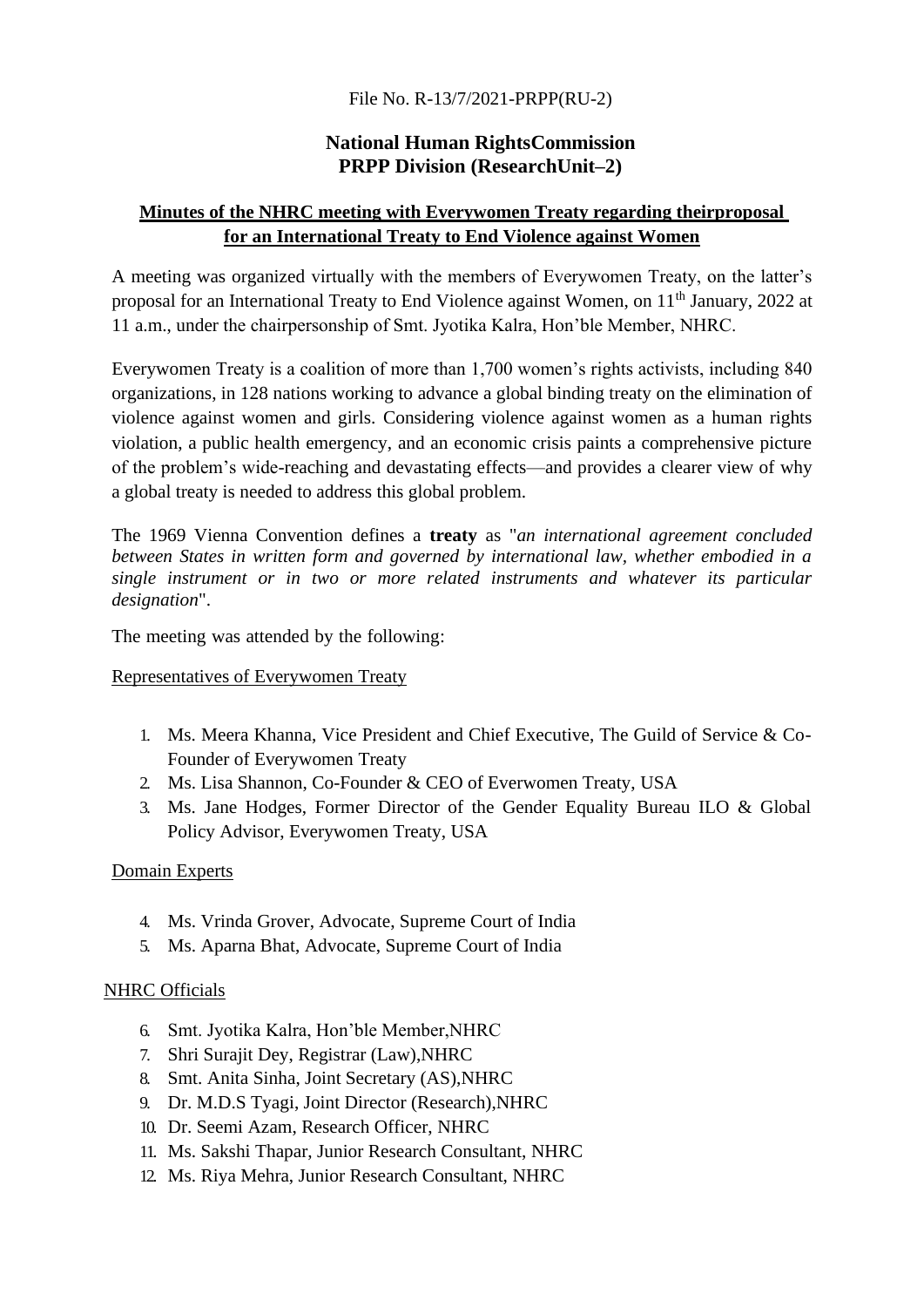File No. R-13/7/2021-PRPP(RU-2)

**National Human RightsCommission**
**PRPP Division (ResearchUnit–2)**

**Minutes of the NHRC meeting with Everywomen Treaty regarding theirproposal for an International Treaty to End Violence against Women**

A meeting was organized virtually with the members of Everywomen Treaty, on the latter's proposal for an International Treaty to End Violence against Women, on 11th January, 2022 at 11 a.m., under the chairpersonship of Smt. Jyotika Kalra, Hon'ble Member, NHRC.

Everywomen Treaty is a coalition of more than 1,700 women's rights activists, including 840 organizations, in 128 nations working to advance a global binding treaty on the elimination of violence against women and girls. Considering violence against women as a human rights violation, a public health emergency, and an economic crisis paints a comprehensive picture of the problem's wide-reaching and devastating effects—and provides a clearer view of why a global treaty is needed to address this global problem.

The 1969 Vienna Convention defines a **treaty** as "*an international agreement concluded between States in written form and governed by international law, whether embodied in a single instrument or in two or more related instruments and whatever its particular designation*".

The meeting was attended by the following:

Representatives of Everywomen Treaty

1. Ms. Meera Khanna, Vice President and Chief Executive, The Guild of Service & Co-Founder of Everywomen Treaty
2. Ms. Lisa Shannon, Co-Founder & CEO of Everwomen Treaty, USA
3. Ms. Jane Hodges, Former Director of the Gender Equality Bureau ILO & Global Policy Advisor, Everywomen Treaty, USA

Domain Experts

4. Ms. Vrinda Grover, Advocate, Supreme Court of India
5. Ms. Aparna Bhat, Advocate, Supreme Court of India

NHRC Officials

6. Smt. Jyotika Kalra, Hon'ble Member,NHRC
7. Shri Surajit Dey, Registrar (Law),NHRC
8. Smt. Anita Sinha, Joint Secretary (AS),NHRC
9. Dr. M.D.S Tyagi, Joint Director (Research),NHRC
10. Dr. Seemi Azam, Research Officer, NHRC
11. Ms. Sakshi Thapar, Junior Research Consultant, NHRC
12. Ms. Riya Mehra, Junior Research Consultant, NHRC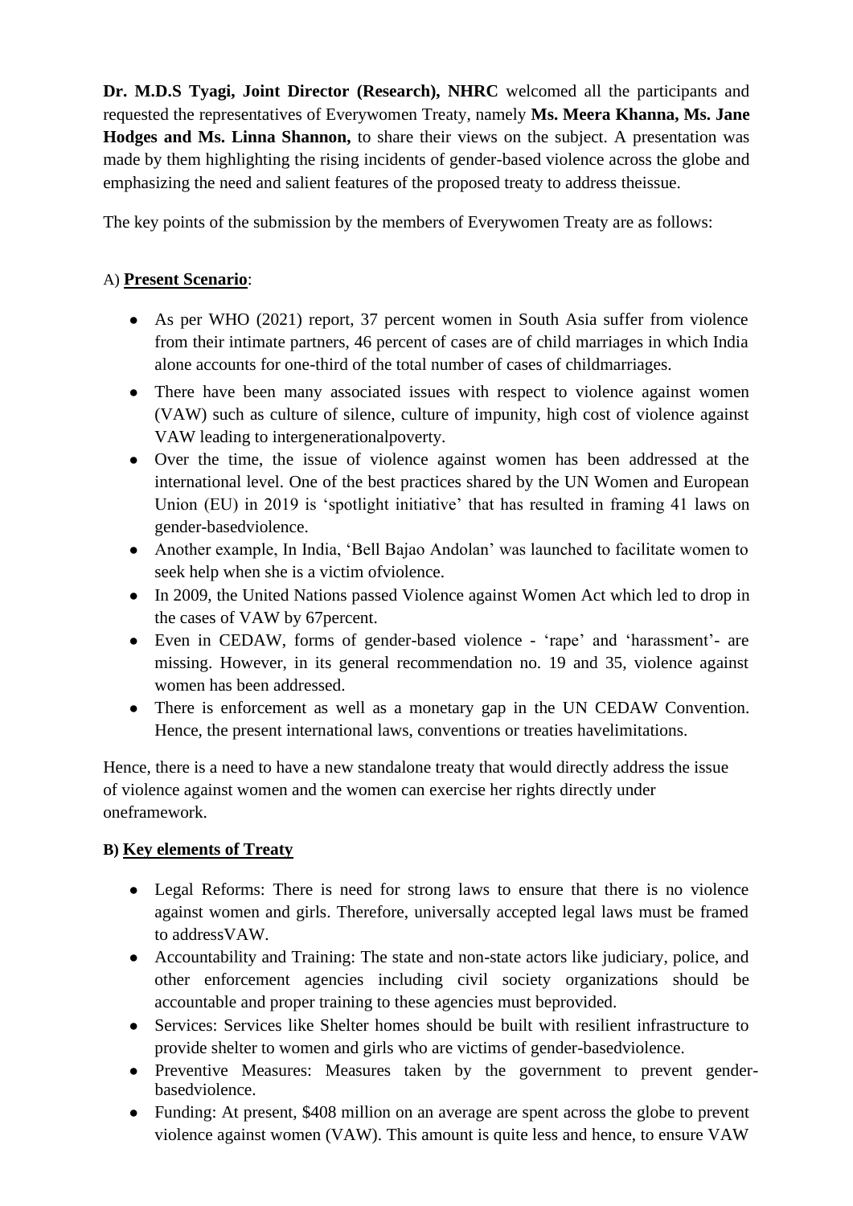**Dr. M.D.S Tyagi, Joint Director (Research), NHRC** welcomed all the participants and requested the representatives of Everywomen Treaty, namely **Ms. Meera Khanna, Ms. Jane Hodges and Ms. Linna Shannon,** to share their views on the subject. A presentation was made by them highlighting the rising incidents of gender-based violence across the globe and emphasizing the need and salient features of the proposed treaty to address theissue.

The key points of the submission by the members of Everywomen Treaty are as follows:

A) **<u>Present Scenario</u>**:

- As per WHO (2021) report, 37 percent women in South Asia suffer from violence from their intimate partners, 46 percent of cases are of child marriages in which India alone accounts for one-third of the total number of cases of childmarriages.
- There have been many associated issues with respect to violence against women (VAW) such as culture of silence, culture of impunity, high cost of violence against VAW leading to intergenerationalpoverty.
- Over the time, the issue of violence against women has been addressed at the international level. One of the best practices shared by the UN Women and European Union (EU) in 2019 is 'spotlight initiative' that has resulted in framing 41 laws on gender-basedviolence.
- Another example, In India, 'Bell Bajao Andolan' was launched to facilitate women to seek help when she is a victim ofviolence.
- In 2009, the United Nations passed Violence against Women Act which led to drop in the cases of VAW by 67percent.
- Even in CEDAW, forms of gender-based violence - 'rape' and 'harassment'- are missing. However, in its general recommendation no. 19 and 35, violence against women has been addressed.
- There is enforcement as well as a monetary gap in the UN CEDAW Convention. Hence, the present international laws, conventions or treaties havelimitations.

Hence, there is a need to have a new standalone treaty that would directly address the issue of violence against women and the women can exercise her rights directly under oneframework.

**B) <u>Key elements of Treaty</u>**

- Legal Reforms: There is need for strong laws to ensure that there is no violence against women and girls. Therefore, universally accepted legal laws must be framed to addressVAW.
- Accountability and Training: The state and non-state actors like judiciary, police, and other enforcement agencies including civil society organizations should be accountable and proper training to these agencies must beprovided.
- Services: Services like Shelter homes should be built with resilient infrastructure to provide shelter to women and girls who are victims of gender-basedviolence.
- Preventive Measures: Measures taken by the government to prevent gender-basedviolence.
- Funding: At present, \$408 million on an average are spent across the globe to prevent violence against women (VAW). This amount is quite less and hence, to ensure VAW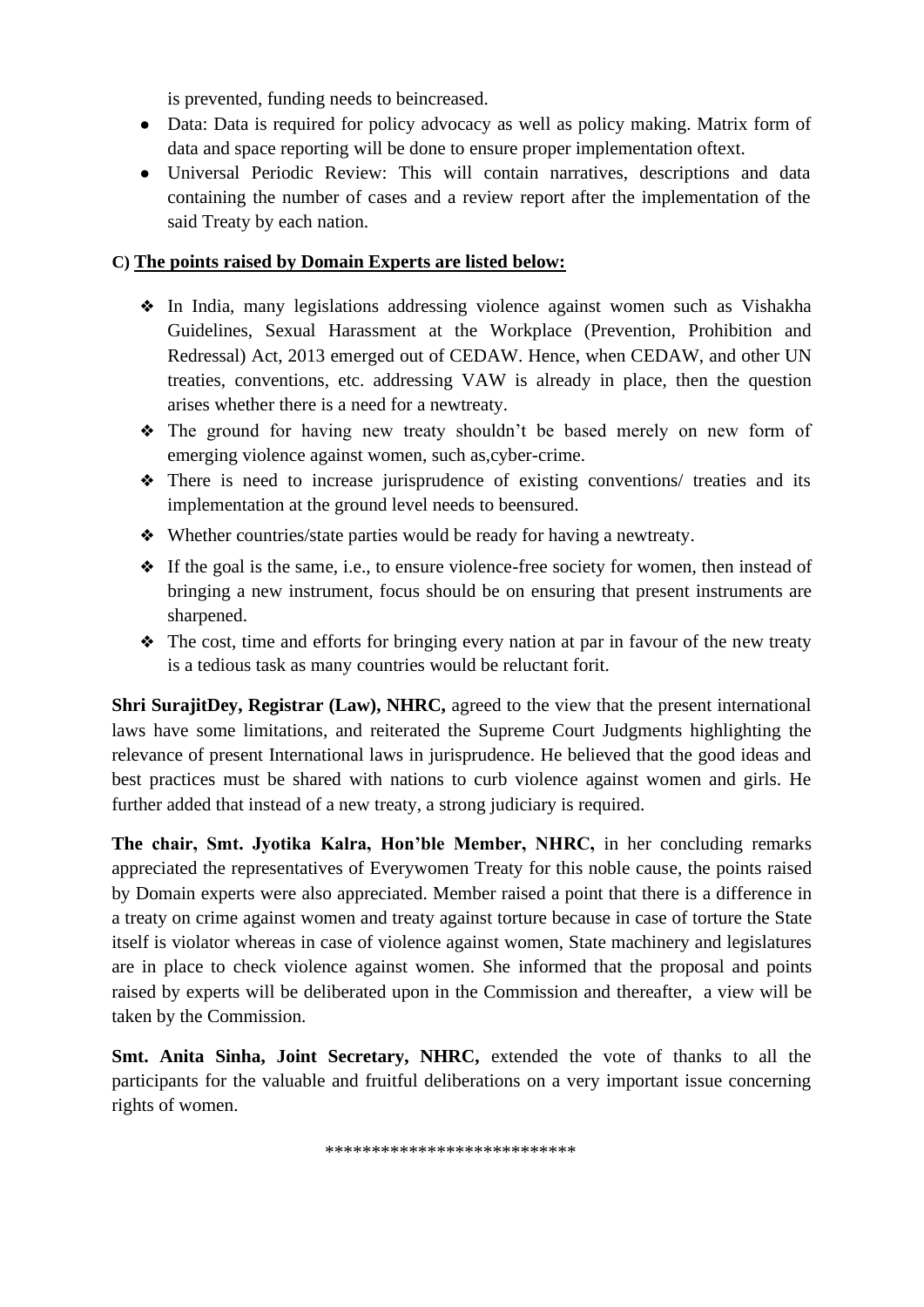is prevented, funding needs to beincreased.

- Data: Data is required for policy advocacy as well as policy making. Matrix form of data and space reporting will be done to ensure proper implementation oftext.
- Universal Periodic Review: This will contain narratives, descriptions and data containing the number of cases and a review report after the implementation of the said Treaty by each nation.

**C) <u>The points raised by Domain Experts are listed below:</u>**

- In India, many legislations addressing violence against women such as Vishakha Guidelines, Sexual Harassment at the Workplace (Prevention, Prohibition and Redressal) Act, 2013 emerged out of CEDAW. Hence, when CEDAW, and other UN treaties, conventions, etc. addressing VAW is already in place, then the question arises whether there is a need for a newtreaty.
- The ground for having new treaty shouldn't be based merely on new form of emerging violence against women, such as,cyber-crime.
- There is need to increase jurisprudence of existing conventions/ treaties and its implementation at the ground level needs to beensured.
- Whether countries/state parties would be ready for having a newtreaty.
- If the goal is the same, i.e., to ensure violence-free society for women, then instead of bringing a new instrument, focus should be on ensuring that present instruments are sharpened.
- The cost, time and efforts for bringing every nation at par in favour of the new treaty is a tedious task as many countries would be reluctant forit.

**Shri SurajitDey, Registrar (Law), NHRC,** agreed to the view that the present international laws have some limitations, and reiterated the Supreme Court Judgments highlighting the relevance of present International laws in jurisprudence. He believed that the good ideas and best practices must be shared with nations to curb violence against women and girls. He further added that instead of a new treaty, a strong judiciary is required.

**The chair, Smt. Jyotika Kalra, Hon'ble Member, NHRC,** in her concluding remarks appreciated the representatives of Everywomen Treaty for this noble cause, the points raised by Domain experts were also appreciated. Member raised a point that there is a difference in a treaty on crime against women and treaty against torture because in case of torture the State itself is violator whereas in case of violence against women, State machinery and legislatures are in place to check violence against women. She informed that the proposal and points raised by experts will be deliberated upon in the Commission and thereafter, a view will be taken by the Commission.

**Smt. Anita Sinha, Joint Secretary, NHRC,** extended the vote of thanks to all the participants for the valuable and fruitful deliberations on a very important issue concerning rights of women.

***************************